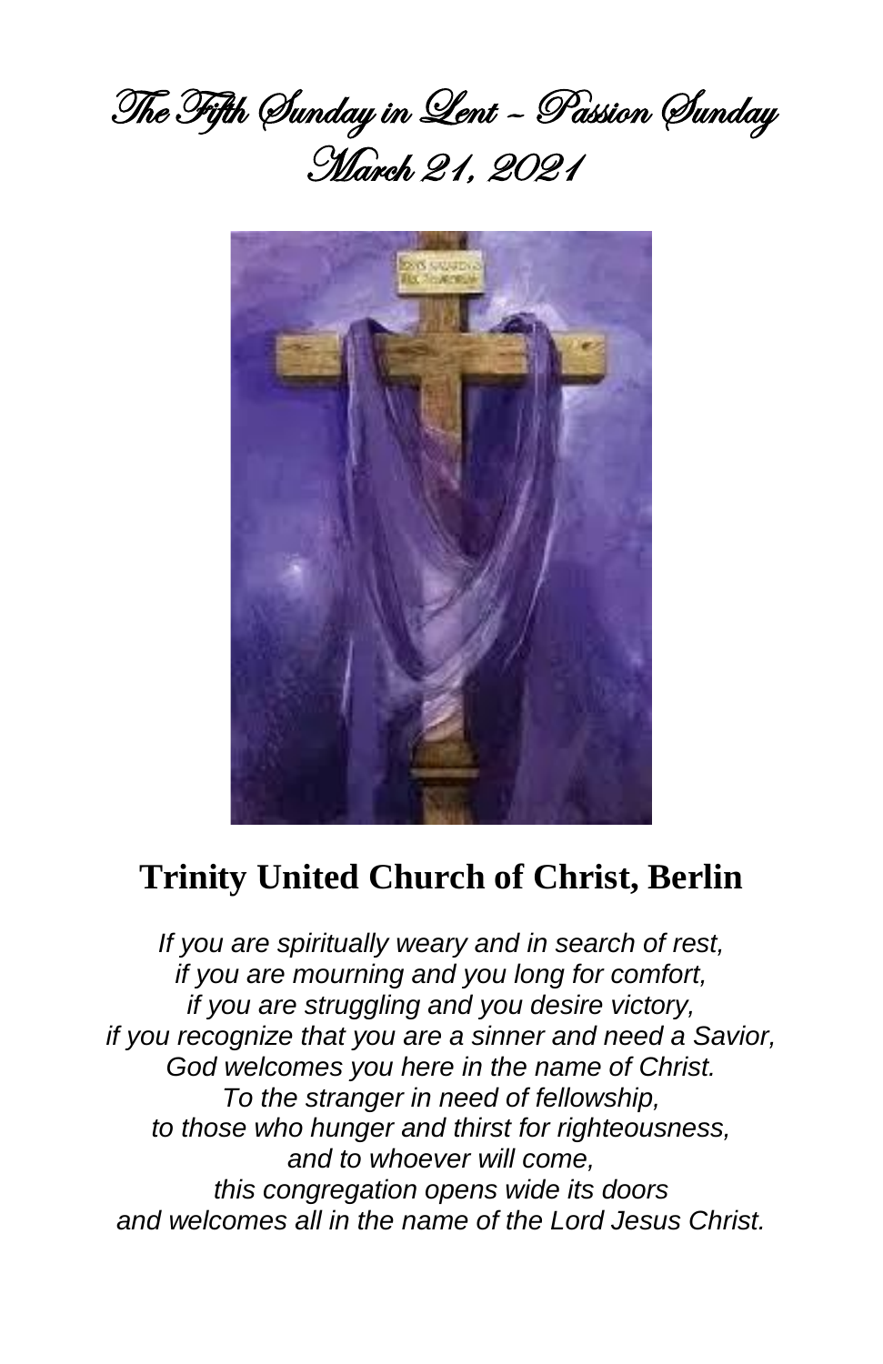# The Fifth Sunday in Lent ~ Passion Sunday
# March 21, 2021

## Trinity United Church of Christ, Berlin

*If you are spiritually weary and in search of rest,*
*if you are mourning and you long for comfort,*
*if you are struggling and you desire victory,*
*if you recognize that you are a sinner and need a Savior,*
*God welcomes you here in the name of Christ.*
*To the stranger in need of fellowship,*
*to those who hunger and thirst for righteousness,*
*and to whoever will come,*
*this congregation opens wide its doors*
*and welcomes all in the name of the Lord Jesus Christ.*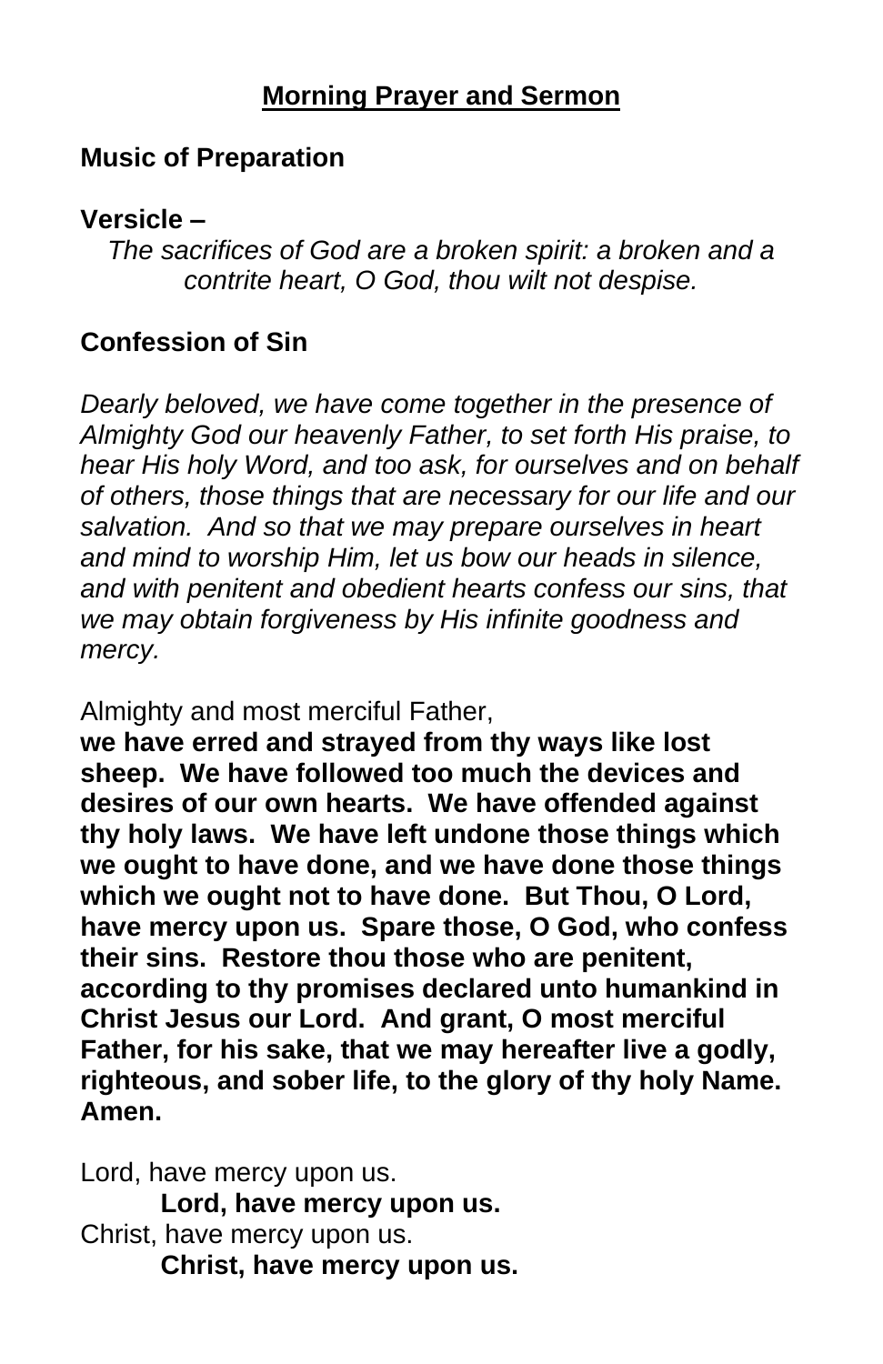# Morning Prayer and Sermon

**Music of Preparation**

**Versicle –**

*The sacrifices of God are a broken spirit: a broken and a contrite heart, O God, thou wilt not despise.*

**Confession of Sin**

*Dearly beloved, we have come together in the presence of Almighty God our heavenly Father, to set forth His praise, to hear His holy Word, and too ask, for ourselves and on behalf of others, those things that are necessary for our life and our salvation. And so that we may prepare ourselves in heart and mind to worship Him, let us bow our heads in silence, and with penitent and obedient hearts confess our sins, that we may obtain forgiveness by His infinite goodness and mercy.*

Almighty and most merciful Father,
**we have erred and strayed from thy ways like lost sheep. We have followed too much the devices and desires of our own hearts. We have offended against thy holy laws. We have left undone those things which we ought to have done, and we have done those things which we ought not to have done. But Thou, O Lord, have mercy upon us. Spare those, O God, who confess their sins. Restore thou those who are penitent, according to thy promises declared unto humankind in Christ Jesus our Lord. And grant, O most merciful Father, for his sake, that we may hereafter live a godly, righteous, and sober life, to the glory of thy holy Name. Amen.**

Lord, have mercy upon us.
**Lord, have mercy upon us.**
Christ, have mercy upon us.
**Christ, have mercy upon us.**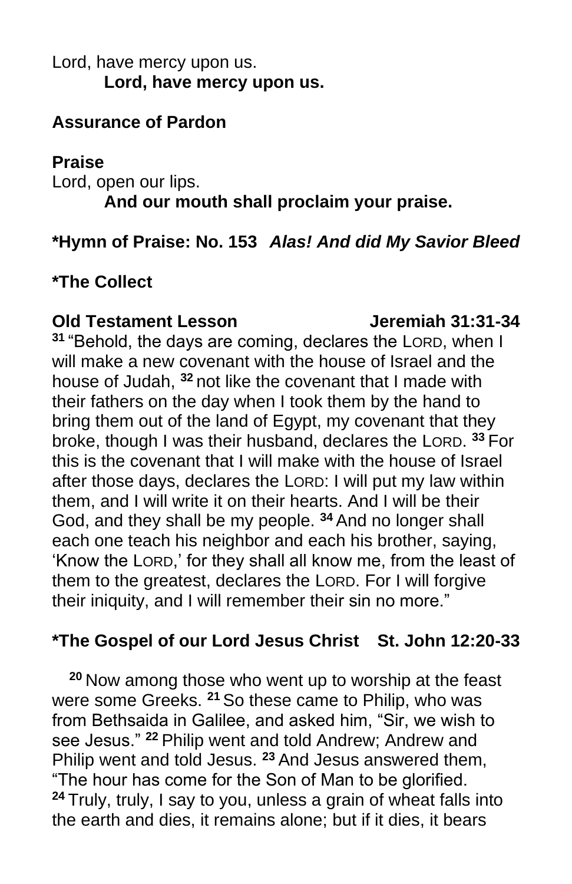Lord, have mercy upon us.
**Lord, have mercy upon us.**

**Assurance of Pardon**

**Praise**
Lord, open our lips.
**And our mouth shall proclaim your praise.**

**\*Hymn of Praise: No. 153** ***Alas! And did My Savior Bleed***

**\*The Collect**

**Old Testament Lesson Jeremiah 31:31-34**

**31** "Behold, the days are coming, declares the LORD, when I will make a new covenant with the house of Israel and the house of Judah, **32** not like the covenant that I made with their fathers on the day when I took them by the hand to bring them out of the land of Egypt, my covenant that they broke, though I was their husband, declares the LORD. **33** For this is the covenant that I will make with the house of Israel after those days, declares the LORD: I will put my law within them, and I will write it on their hearts. And I will be their God, and they shall be my people. **34** And no longer shall each one teach his neighbor and each his brother, saying, 'Know the LORD,' for they shall all know me, from the least of them to the greatest, declares the LORD. For I will forgive their iniquity, and I will remember their sin no more."

**\*The Gospel of our Lord Jesus Christ St. John 12:20-33**

**20** Now among those who went up to worship at the feast were some Greeks. **21** So these came to Philip, who was from Bethsaida in Galilee, and asked him, "Sir, we wish to see Jesus." **22** Philip went and told Andrew; Andrew and Philip went and told Jesus. **23** And Jesus answered them, "The hour has come for the Son of Man to be glorified. **24** Truly, truly, I say to you, unless a grain of wheat falls into the earth and dies, it remains alone; but if it dies, it bears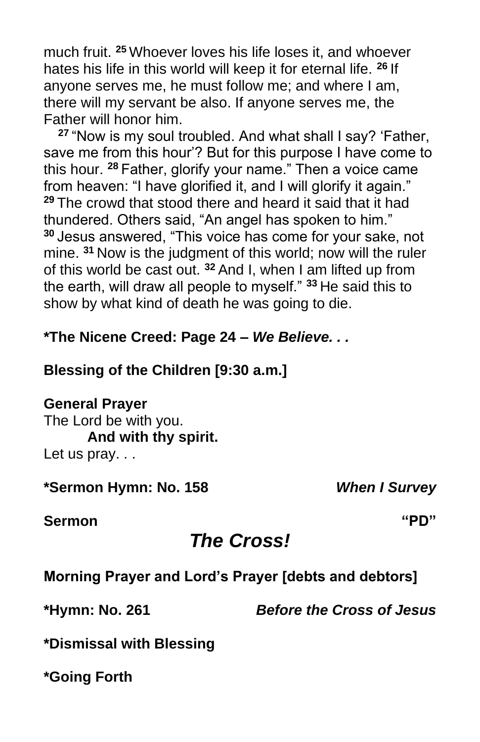much fruit. [25] Whoever loves his life loses it, and whoever hates his life in this world will keep it for eternal life. [26] If anyone serves me, he must follow me; and where I am, there will my servant be also. If anyone serves me, the Father will honor him.

[27] "Now is my soul troubled. And what shall I say? 'Father, save me from this hour'? But for this purpose I have come to this hour. [28] Father, glorify your name." Then a voice came from heaven: "I have glorified it, and I will glorify it again." [29] The crowd that stood there and heard it said that it had thundered. Others said, "An angel has spoken to him." [30] Jesus answered, "This voice has come for your sake, not mine. [31] Now is the judgment of this world; now will the ruler of this world be cast out. [32] And I, when I am lifted up from the earth, will draw all people to myself." [33] He said this to show by what kind of death he was going to die.

**\*The Nicene Creed: Page 24 – *We Believe. . .***

**Blessing of the Children [9:30 a.m.]**

**General Prayer**

The Lord be with you.

**And with thy spirit.**

Let us pray. . .

**\*Sermon Hymn: No. 158** ***When I Survey***

**Sermon** **"PD"**

## *The Cross!*

**Morning Prayer and Lord's Prayer [debts and debtors]**

**\*Hymn: No. 261** ***Before the Cross of Jesus***

**\*Dismissal with Blessing**

**\*Going Forth**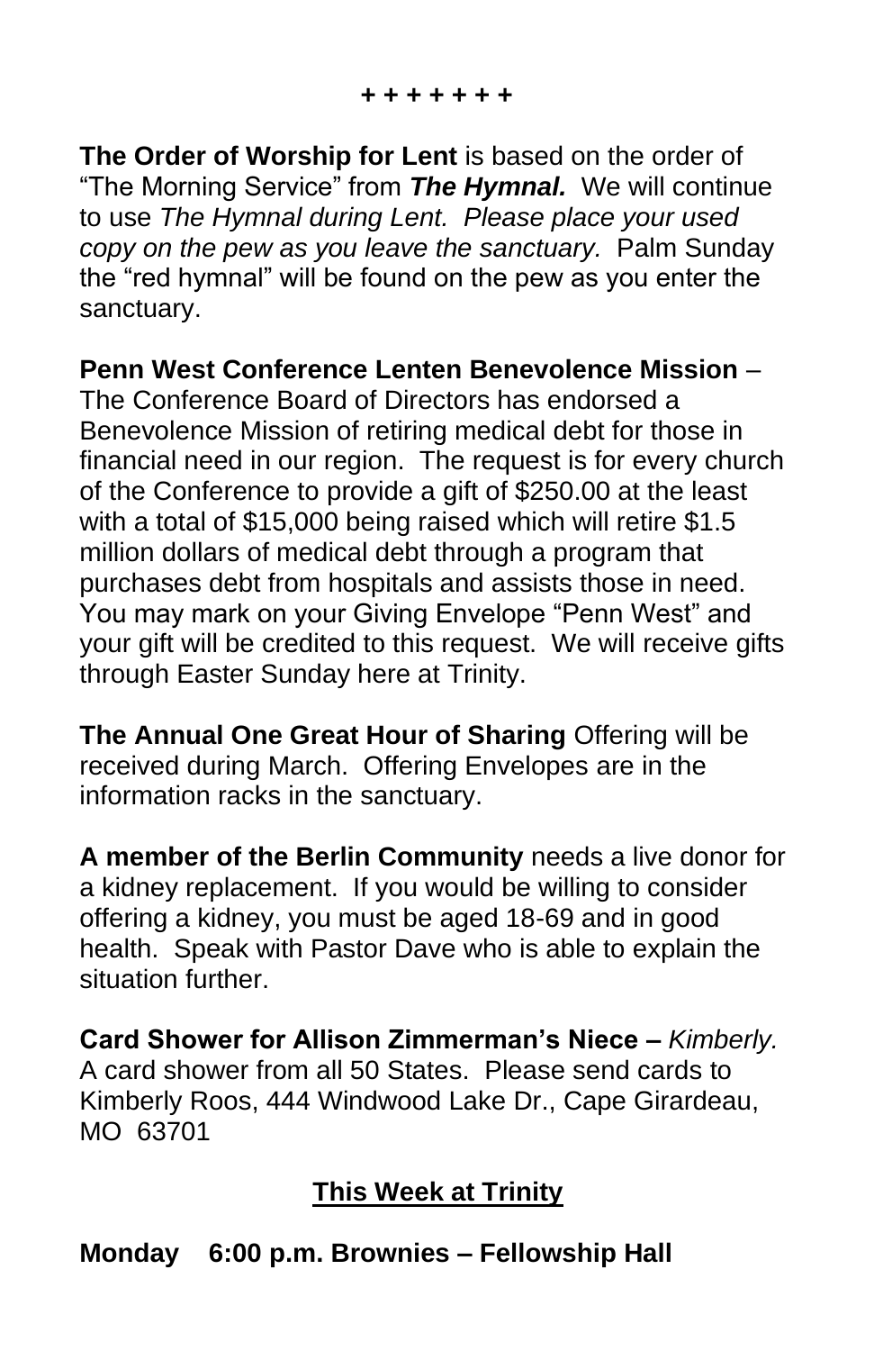**+ + + + + + +**

**The Order of Worship for Lent** is based on the order of "The Morning Service" from ***The Hymnal.*** We will continue to use *The Hymnal during Lent. Please place your used copy on the pew as you leave the sanctuary.* Palm Sunday the "red hymnal" will be found on the pew as you enter the sanctuary.

**Penn West Conference Lenten Benevolence Mission** – The Conference Board of Directors has endorsed a Benevolence Mission of retiring medical debt for those in financial need in our region. The request is for every church of the Conference to provide a gift of $250.00 at the least with a total of $15,000 being raised which will retire $1.5 million dollars of medical debt through a program that purchases debt from hospitals and assists those in need. You may mark on your Giving Envelope "Penn West" and your gift will be credited to this request. We will receive gifts through Easter Sunday here at Trinity.

**The Annual One Great Hour of Sharing** Offering will be received during March. Offering Envelopes are in the information racks in the sanctuary.

**A member of the Berlin Community** needs a live donor for a kidney replacement. If you would be willing to consider offering a kidney, you must be aged 18-69 and in good health. Speak with Pastor Dave who is able to explain the situation further.

**Card Shower for Allison Zimmerman's Niece –** *Kimberly.* A card shower from all 50 States. Please send cards to Kimberly Roos, 444 Windwood Lake Dr., Cape Girardeau, MO 63701

## <u>This Week at Trinity</u>

**Monday 6:00 p.m. Brownies – Fellowship Hall**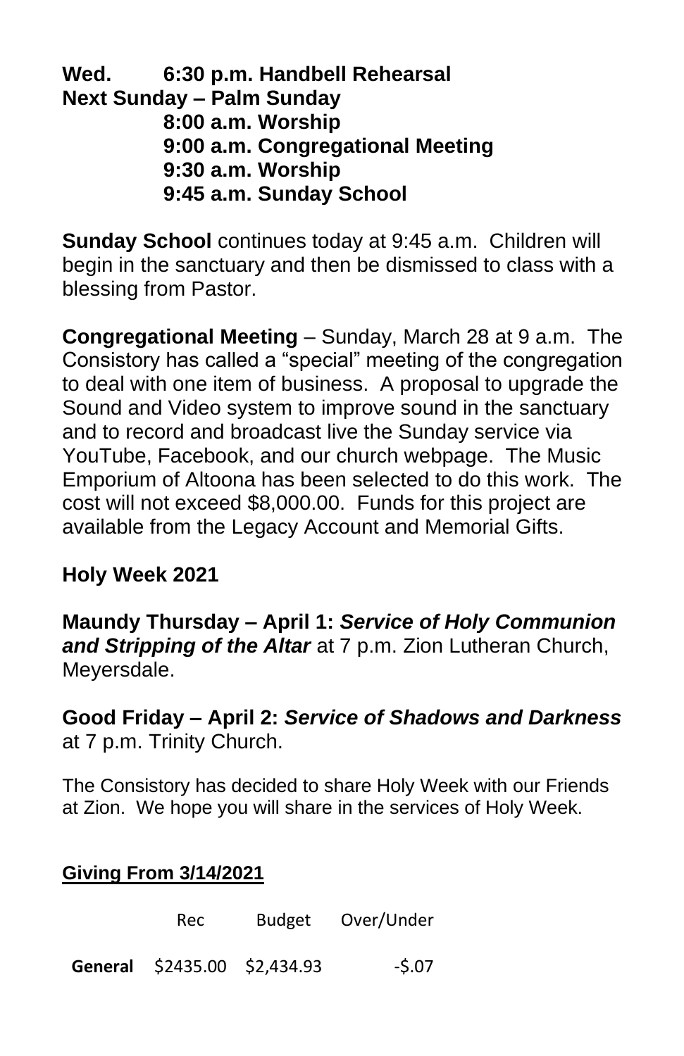**Wed. 6:30 p.m. Handbell Rehearsal**
**Next Sunday – Palm Sunday**
**8:00 a.m. Worship**
**9:00 a.m. Congregational Meeting**
**9:30 a.m. Worship**
**9:45 a.m. Sunday School**

**Sunday School** continues today at 9:45 a.m. Children will begin in the sanctuary and then be dismissed to class with a blessing from Pastor.

**Congregational Meeting** – Sunday, March 28 at 9 a.m. The Consistory has called a "special" meeting of the congregation to deal with one item of business. A proposal to upgrade the Sound and Video system to improve sound in the sanctuary and to record and broadcast live the Sunday service via YouTube, Facebook, and our church webpage. The Music Emporium of Altoona has been selected to do this work. The cost will not exceed $8,000.00. Funds for this project are available from the Legacy Account and Memorial Gifts.

**Holy Week 2021**

**Maundy Thursday – April 1:** ***Service of Holy Communion and Stripping of the Altar*** at 7 p.m. Zion Lutheran Church, Meyersdale.

**Good Friday – April 2:** ***Service of Shadows and Darkness*** at 7 p.m. Trinity Church.

The Consistory has decided to share Holy Week with our Friends at Zion. We hope you will share in the services of Holy Week.

**Giving From 3/14/2021**

| | Rec | Budget | Over/Under |
|---|---|---|---|
| **General** | $2435.00 | $2,434.93 | -$.07 |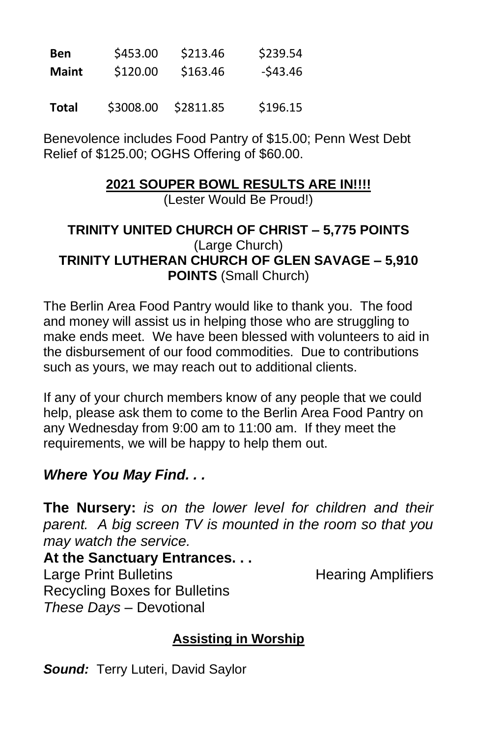| | | | |
|---|---|---|---|
| **Ben** | $453.00 | $213.46 | $239.54 |
| **Maint** | $120.00 | $163.46 | -$43.46 |
| | | | |
| **Total** | $3008.00 | $2811.85 | $196.15 |

Benevolence includes Food Pantry of $15.00; Penn West Debt Relief of $125.00; OGHS Offering of $60.00.

## 2021 SOUPER BOWL RESULTS ARE IN!!!!

(Lester Would Be Proud!)

**TRINITY UNITED CHURCH OF CHRIST – 5,775 POINTS** (Large Church)
**TRINITY LUTHERAN CHURCH OF GLEN SAVAGE – 5,910 POINTS** (Small Church)

The Berlin Area Food Pantry would like to thank you. The food and money will assist us in helping those who are struggling to make ends meet. We have been blessed with volunteers to aid in the disbursement of our food commodities. Due to contributions such as yours, we may reach out to additional clients.

If any of your church members know of any people that we could help, please ask them to come to the Berlin Area Food Pantry on any Wednesday from 9:00 am to 11:00 am. If they meet the requirements, we will be happy to help them out.

### *Where You May Find. . .*

**The Nursery:** *is on the lower level for children and their parent. A big screen TV is mounted in the room so that you may watch the service.*

**At the Sanctuary Entrances. . .**
Large Print Bulletins
Hearing Amplifiers
Recycling Boxes for Bulletins
*These Days* – Devotional

## Assisting in Worship

***Sound:*** Terry Luteri, David Saylor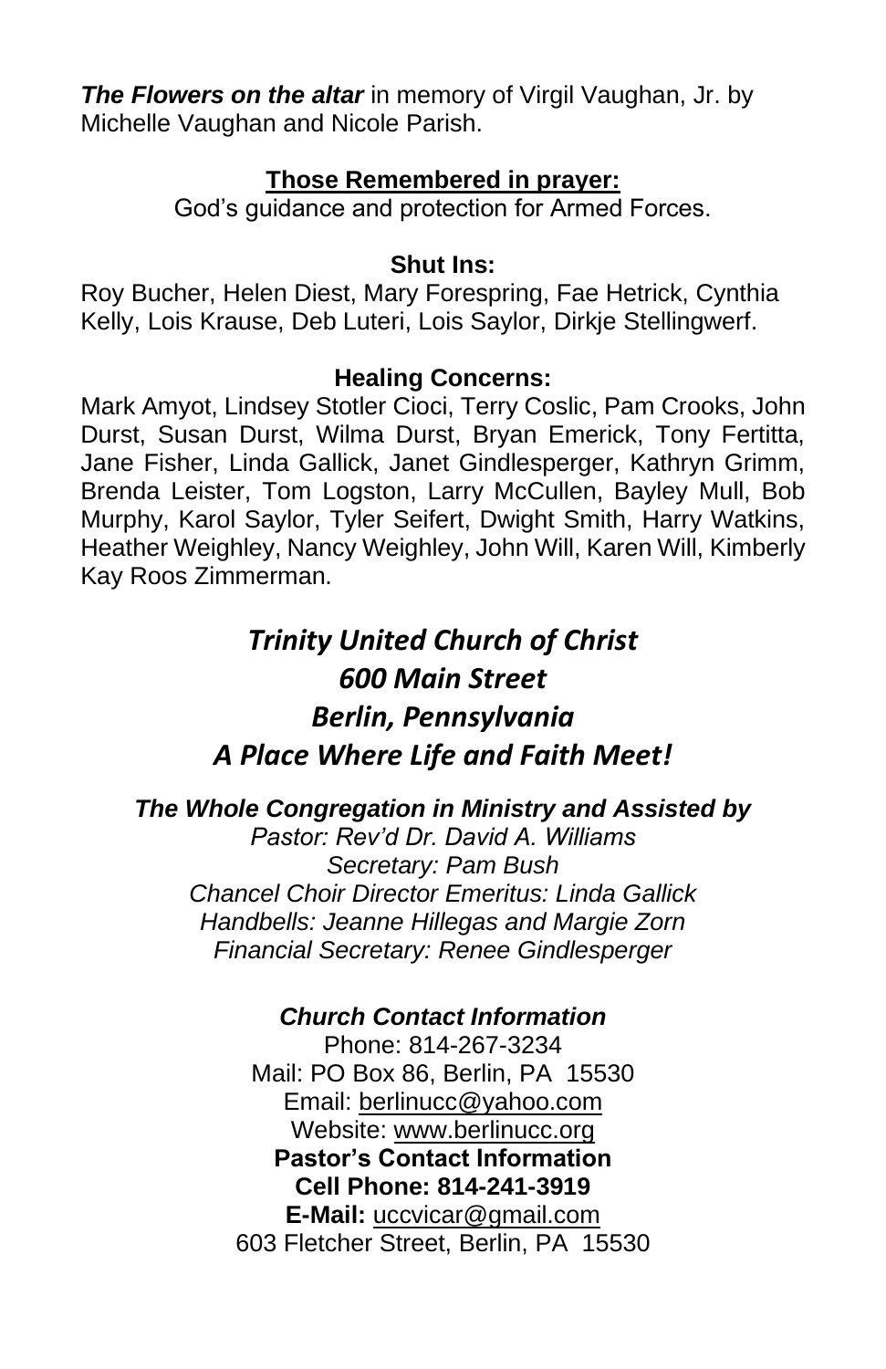***The Flowers on the altar*** in memory of Virgil Vaughan, Jr. by Michelle Vaughan and Nicole Parish.

**Those Remembered in prayer:**

God's guidance and protection for Armed Forces.

**Shut Ins:**

Roy Bucher, Helen Diest, Mary Forespring, Fae Hetrick, Cynthia Kelly, Lois Krause, Deb Luteri, Lois Saylor, Dirkje Stellingwerf.

**Healing Concerns:**

Mark Amyot, Lindsey Stotler Cioci, Terry Coslic, Pam Crooks, John Durst, Susan Durst, Wilma Durst, Bryan Emerick, Tony Fertitta, Jane Fisher, Linda Gallick, Janet Gindlesperger, Kathryn Grimm, Brenda Leister, Tom Logston, Larry McCullen, Bayley Mull, Bob Murphy, Karol Saylor, Tyler Seifert, Dwight Smith, Harry Watkins, Heather Weighley, Nancy Weighley, John Will, Karen Will, Kimberly Kay Roos Zimmerman.

## *Trinity United Church of Christ*
## *600 Main Street*
## *Berlin, Pennsylvania*
## *A Place Where Life and Faith Meet!*

***The Whole Congregation in Ministry and Assisted by***

*Pastor: Rev'd Dr. David A. Williams*
*Secretary: Pam Bush*
*Chancel Choir Director Emeritus: Linda Gallick*
*Handbells: Jeanne Hillegas and Margie Zorn*
*Financial Secretary: Renee Gindlesperger*

***Church Contact Information***

Phone: 814-267-3234
Mail: PO Box 86, Berlin, PA 15530
Email: berlinucc@yahoo.com
Website: www.berlinucc.org

**Pastor's Contact Information**
**Cell Phone: 814-241-3919**
**E-Mail:** uccvicar@gmail.com
603 Fletcher Street, Berlin, PA 15530